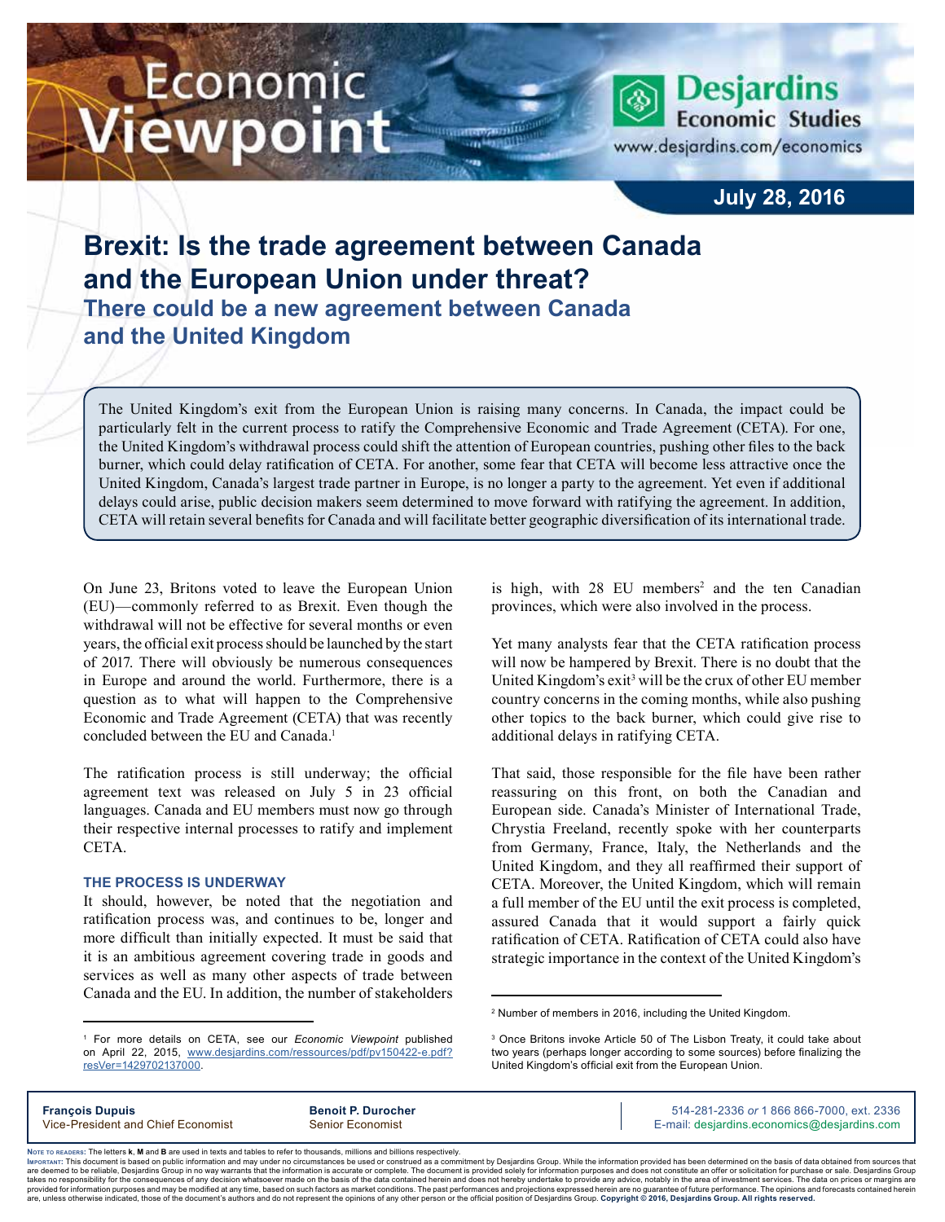Economic Viewpoint

Desjardins Economic Studies
www.desjardins.com/economics

July 28, 2016

# Brexit: Is the trade agreement between Canada and the European Union under threat?

## There could be a new agreement between Canada and the United Kingdom

The United Kingdom's exit from the European Union is raising many concerns. In Canada, the impact could be particularly felt in the current process to ratify the Comprehensive Economic and Trade Agreement (CETA). For one, the United Kingdom's withdrawal process could shift the attention of European countries, pushing other files to the back burner, which could delay ratification of CETA. For another, some fear that CETA will become less attractive once the United Kingdom, Canada's largest trade partner in Europe, is no longer a party to the agreement. Yet even if additional delays could arise, public decision makers seem determined to move forward with ratifying the agreement. In addition, CETA will retain several benefits for Canada and will facilitate better geographic diversification of its international trade.

On June 23, Britons voted to leave the European Union (EU)—commonly referred to as Brexit. Even though the withdrawal will not be effective for several months or even years, the official exit process should be launched by the start of 2017. There will obviously be numerous consequences in Europe and around the world. Furthermore, there is a question as to what will happen to the Comprehensive Economic and Trade Agreement (CETA) that was recently concluded between the EU and Canada.[1]

The ratification process is still underway; the official agreement text was released on July 5 in 23 official languages. Canada and EU members must now go through their respective internal processes to ratify and implement CETA.

### THE PROCESS IS UNDERWAY

It should, however, be noted that the negotiation and ratification process was, and continues to be, longer and more difficult than initially expected. It must be said that it is an ambitious agreement covering trade in goods and services as well as many other aspects of trade between Canada and the EU. In addition, the number of stakeholders is high, with 28 EU members[2] and the ten Canadian provinces, which were also involved in the process.

Yet many analysts fear that the CETA ratification process will now be hampered by Brexit. There is no doubt that the United Kingdom's exit[3] will be the crux of other EU member country concerns in the coming months, while also pushing other topics to the back burner, which could give rise to additional delays in ratifying CETA.

That said, those responsible for the file have been rather reassuring on this front, on both the Canadian and European side. Canada's Minister of International Trade, Chrystia Freeland, recently spoke with her counterparts from Germany, France, Italy, the Netherlands and the United Kingdom, and they all reaffirmed their support of CETA. Moreover, the United Kingdom, which will remain a full member of the EU until the exit process is completed, assured Canada that it would support a fairly quick ratification of CETA. Ratification of CETA could also have strategic importance in the context of the United Kingdom's

---

[1] For more details on CETA, see our *Economic Viewpoint* published on April 22, 2015, www.desjardins.com/ressources/pdf/pv150422-e.pdf?resVer=1429702137000.

[2] Number of members in 2016, including the United Kingdom.

[3] Once Britons invoke Article 50 of The Lisbon Treaty, it could take about two years (perhaps longer according to some sources) before finalizing the United Kingdom's official exit from the European Union.

**François Dupuis**
Vice-President and Chief Economist

**Benoit P. Durocher**
Senior Economist

514-281-2336 *or* 1 866 866-7000, ext. 2336
E-mail: desjardins.economics@desjardins.com

Note to readers: The letters **k**, **M** and **B** are used in texts and tables to refer to thousands, millions and billions respectively.

Important: This document is based on public information and may under no circumstances be used or construed as a commitment by Desjardins Group. While the information provided has been determined on the basis of data obtained from sources that are deemed to be reliable, Desjardins Group in no way warrants that the information is accurate or complete. The document is provided solely for information purposes and does not constitute an offer or solicitation for purchase or sale. Desjardins Group takes no responsibility for the consequences of any decision whatsoever made on the basis of the data contained herein and does not hereby undertake to provide any advice, notably in the area of investment services. The data on prices or margins are provided for information purposes and may be modified at any time, based on such factors as market conditions. The past performances and projections expressed herein are no guarantee of future performance. The opinions and forecasts contained herein are, unless otherwise indicated, those of the document's authors and do not represent the opinions of any other person or the official position of Desjardins Group. **Copyright © 2016, Desjardins Group. All rights reserved.**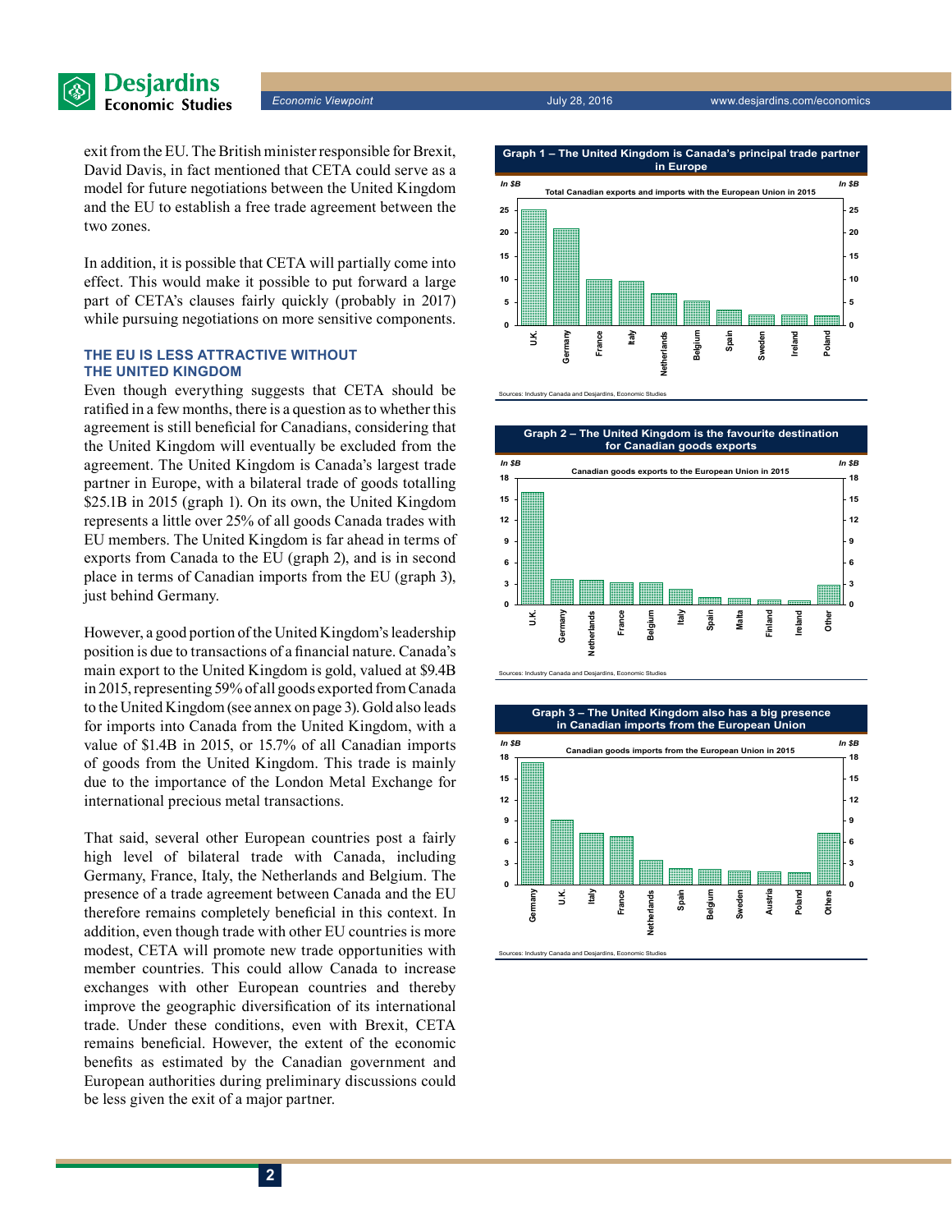exit from the EU. The British minister responsible for Brexit, David Davis, in fact mentioned that CETA could serve as a model for future negotiations between the United Kingdom and the EU to establish a free trade agreement between the two zones.

In addition, it is possible that CETA will partially come into effect. This would make it possible to put forward a large part of CETA's clauses fairly quickly (probably in 2017) while pursuing negotiations on more sensitive components.

## THE EU IS LESS ATTRACTIVE WITHOUT THE UNITED KINGDOM

Even though everything suggests that CETA should be ratified in a few months, there is a question as to whether this agreement is still beneficial for Canadians, considering that the United Kingdom will eventually be excluded from the agreement. The United Kingdom is Canada's largest trade partner in Europe, with a bilateral trade of goods totalling $25.1B in 2015 (graph 1). On its own, the United Kingdom represents a little over 25% of all goods Canada trades with EU members. The United Kingdom is far ahead in terms of exports from Canada to the EU (graph 2), and is in second place in terms of Canadian imports from the EU (graph 3), just behind Germany.

However, a good portion of the United Kingdom's leadership position is due to transactions of a financial nature. Canada's main export to the United Kingdom is gold, valued at $9.4B in 2015, representing 59% of all goods exported from Canada to the United Kingdom (see annex on page 3). Gold also leads for imports into Canada from the United Kingdom, with a value of $1.4B in 2015, or 15.7% of all Canadian imports of goods from the United Kingdom. This trade is mainly due to the importance of the London Metal Exchange for international precious metal transactions.

That said, several other European countries post a fairly high level of bilateral trade with Canada, including Germany, France, Italy, the Netherlands and Belgium. The presence of a trade agreement between Canada and the EU therefore remains completely beneficial in this context. In addition, even though trade with other EU countries is more modest, CETA will promote new trade opportunities with member countries. This could allow Canada to increase exchanges with other European countries and thereby improve the geographic diversification of its international trade. Under these conditions, even with Brexit, CETA remains beneficial. However, the extent of the economic benefits as estimated by the Canadian government and European authorities during preliminary discussions could be less given the exit of a major partner.

**Graph 1 – The United Kingdom is Canada's principal trade partner in Europe**

Total Canadian exports and imports with the European Union in 2015 (In $B)

U.K., Germany, France, Italy, Netherlands, Belgium, Spain, Sweden, Ireland, Poland

Sources: Industry Canada and Desjardins, Economic Studies

**Graph 2 – The United Kingdom is the favourite destination for Canadian goods exports**

Canadian goods exports to the European Union in 2015 (In $B)

U.K., Germany, Netherlands, France, Belgium, Italy, Spain, Malta, Finland, Ireland, Other

Sources: Industry Canada and Desjardins, Economic Studies

**Graph 3 – The United Kingdom also has a big presence in Canadian imports from the European Union**

Canadian goods imports from the European Union in 2015 (In $B)

Germany, U.K., Italy, France, Netherlands, Spain, Belgium, Sweden, Austria, Poland, Others

Sources: Industry Canada and Desjardins, Economic Studies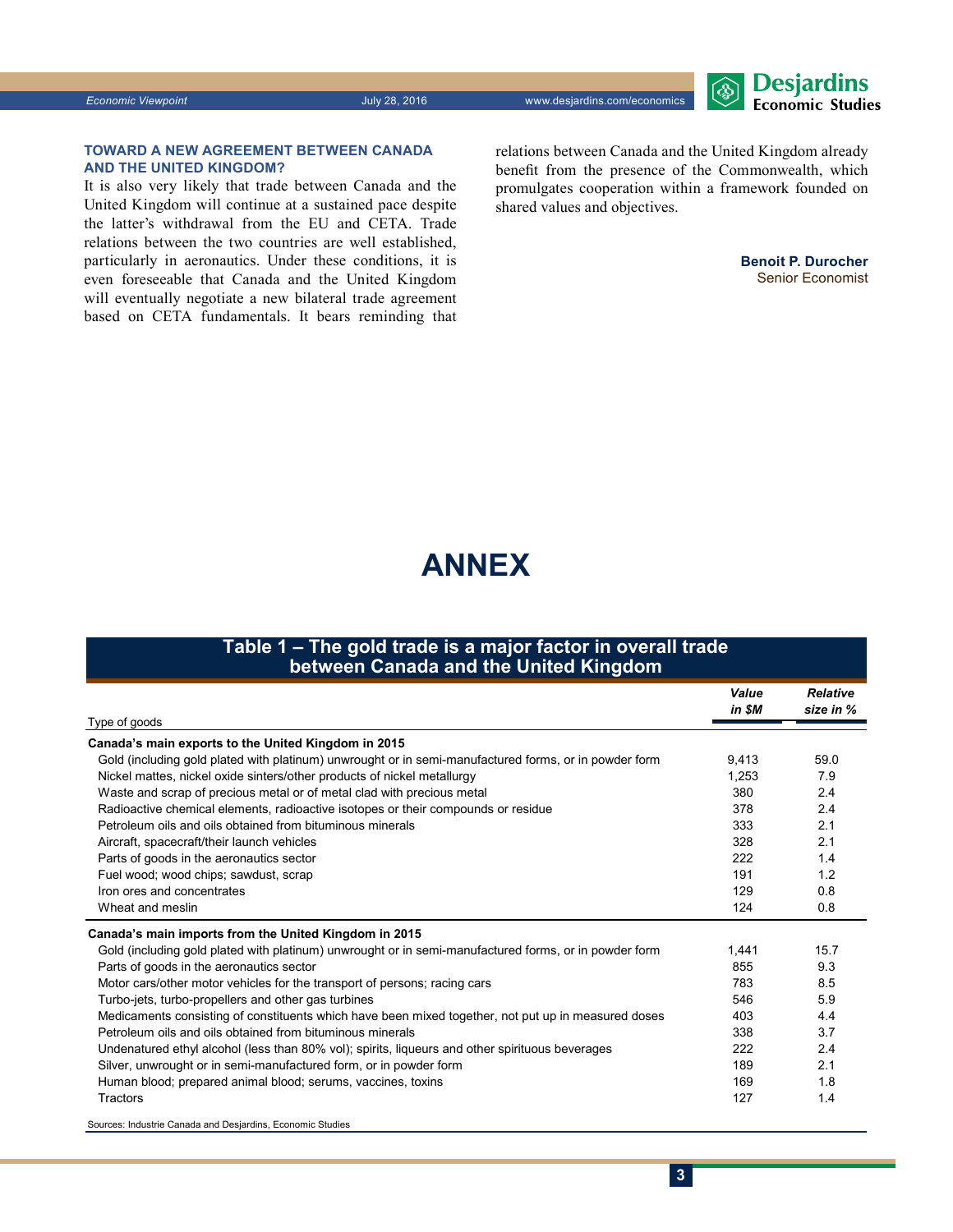### TOWARD A NEW AGREEMENT BETWEEN CANADA AND THE UNITED KINGDOM?

It is also very likely that trade between Canada and the United Kingdom will continue at a sustained pace despite the latter's withdrawal from the EU and CETA. Trade relations between the two countries are well established, particularly in aeronautics. Under these conditions, it is even foreseeable that Canada and the United Kingdom will eventually negotiate a new bilateral trade agreement based on CETA fundamentals. It bears reminding that relations between Canada and the United Kingdom already benefit from the presence of the Commonwealth, which promulgates cooperation within a framework founded on shared values and objectives.

**Benoit P. Durocher**
Senior Economist

# ANNEX

**Table 1 – The gold trade is a major factor in overall trade between Canada and the United Kingdom**

| Type of goods | *Value in $M* | *Relative size in %* |
|---|---|---|
| **Canada's main exports to the United Kingdom in 2015** | | |
| Gold (including gold plated with platinum) unwrought or in semi-manufactured forms, or in powder form | 9,413 | 59.0 |
| Nickel mattes, nickel oxide sinters/other products of nickel metallurgy | 1,253 | 7.9 |
| Waste and scrap of precious metal or of metal clad with precious metal | 380 | 2.4 |
| Radioactive chemical elements, radioactive isotopes or their compounds or residue | 378 | 2.4 |
| Petroleum oils and oils obtained from bituminous minerals | 333 | 2.1 |
| Aircraft, spacecraft/their launch vehicles | 328 | 2.1 |
| Parts of goods in the aeronautics sector | 222 | 1.4 |
| Fuel wood; wood chips; sawdust, scrap | 191 | 1.2 |
| Iron ores and concentrates | 129 | 0.8 |
| Wheat and meslin | 124 | 0.8 |
| **Canada's main imports from the United Kingdom in 2015** | | |
| Gold (including gold plated with platinum) unwrought or in semi-manufactured forms, or in powder form | 1,441 | 15.7 |
| Parts of goods in the aeronautics sector | 855 | 9.3 |
| Motor cars/other motor vehicles for the transport of persons; racing cars | 783 | 8.5 |
| Turbo-jets, turbo-propellers and other gas turbines | 546 | 5.9 |
| Medicaments consisting of constituents which have been mixed together, not put up in measured doses | 403 | 4.4 |
| Petroleum oils and oils obtained from bituminous minerals | 338 | 3.7 |
| Undenatured ethyl alcohol (less than 80% vol); spirits, liqueurs and other spirituous beverages | 222 | 2.4 |
| Silver, unwrought or in semi-manufactured form, or in powder form | 189 | 2.1 |
| Human blood; prepared animal blood; serums, vaccines, toxins | 169 | 1.8 |
| Tractors | 127 | 1.4 |

Sources: Industrie Canada and Desjardins, Economic Studies